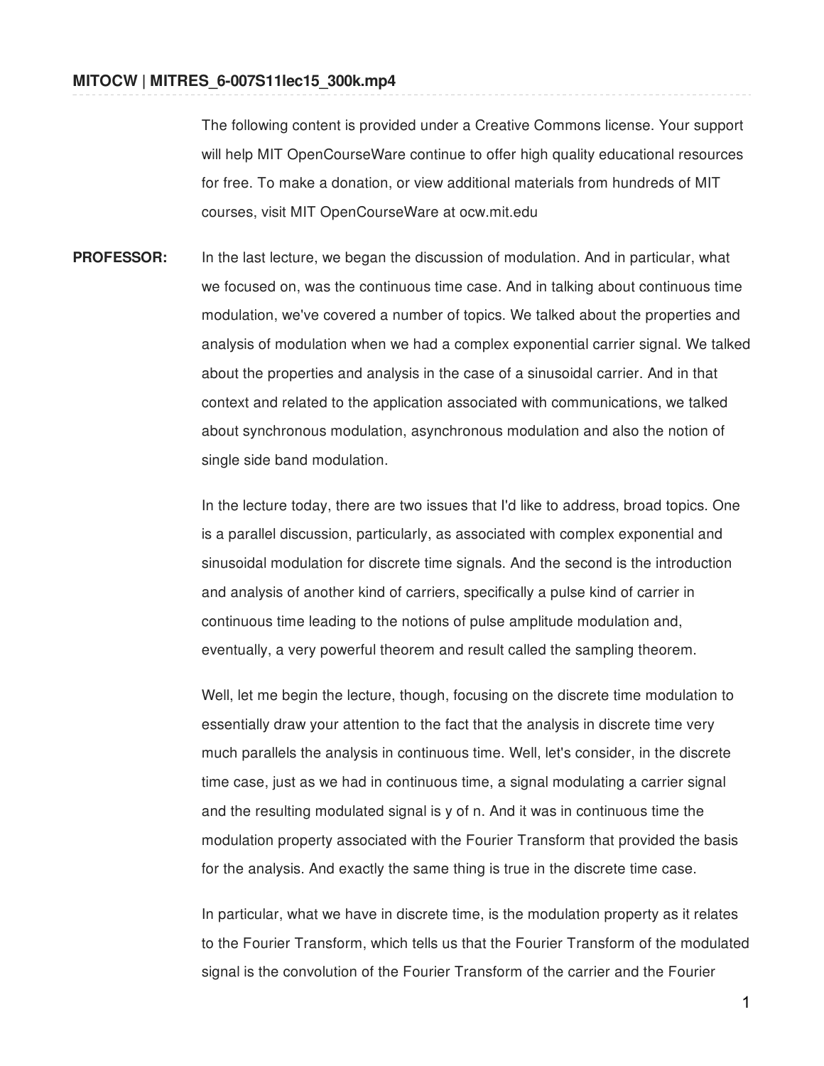**MITOCW | MITRES_6-007S11lec15_300k.mp4**

The following content is provided under a Creative Commons license. Your support will help MIT OpenCourseWare continue to offer high quality educational resources for free. To make a donation, or view additional materials from hundreds of MIT courses, visit MIT OpenCourseWare at ocw.mit.edu

**PROFESSOR:** In the last lecture, we began the discussion of modulation. And in particular, what we focused on, was the continuous time case. And in talking about continuous time modulation, we've covered a number of topics. We talked about the properties and analysis of modulation when we had a complex exponential carrier signal. We talked about the properties and analysis in the case of a sinusoidal carrier. And in that context and related to the application associated with communications, we talked about synchronous modulation, asynchronous modulation and also the notion of single side band modulation.

In the lecture today, there are two issues that I'd like to address, broad topics. One is a parallel discussion, particularly, as associated with complex exponential and sinusoidal modulation for discrete time signals. And the second is the introduction and analysis of another kind of carriers, specifically a pulse kind of carrier in continuous time leading to the notions of pulse amplitude modulation and, eventually, a very powerful theorem and result called the sampling theorem.

Well, let me begin the lecture, though, focusing on the discrete time modulation to essentially draw your attention to the fact that the analysis in discrete time very much parallels the analysis in continuous time. Well, let's consider, in the discrete time case, just as we had in continuous time, a signal modulating a carrier signal and the resulting modulated signal is y of n. And it was in continuous time the modulation property associated with the Fourier Transform that provided the basis for the analysis. And exactly the same thing is true in the discrete time case.

In particular, what we have in discrete time, is the modulation property as it relates to the Fourier Transform, which tells us that the Fourier Transform of the modulated signal is the convolution of the Fourier Transform of the carrier and the Fourier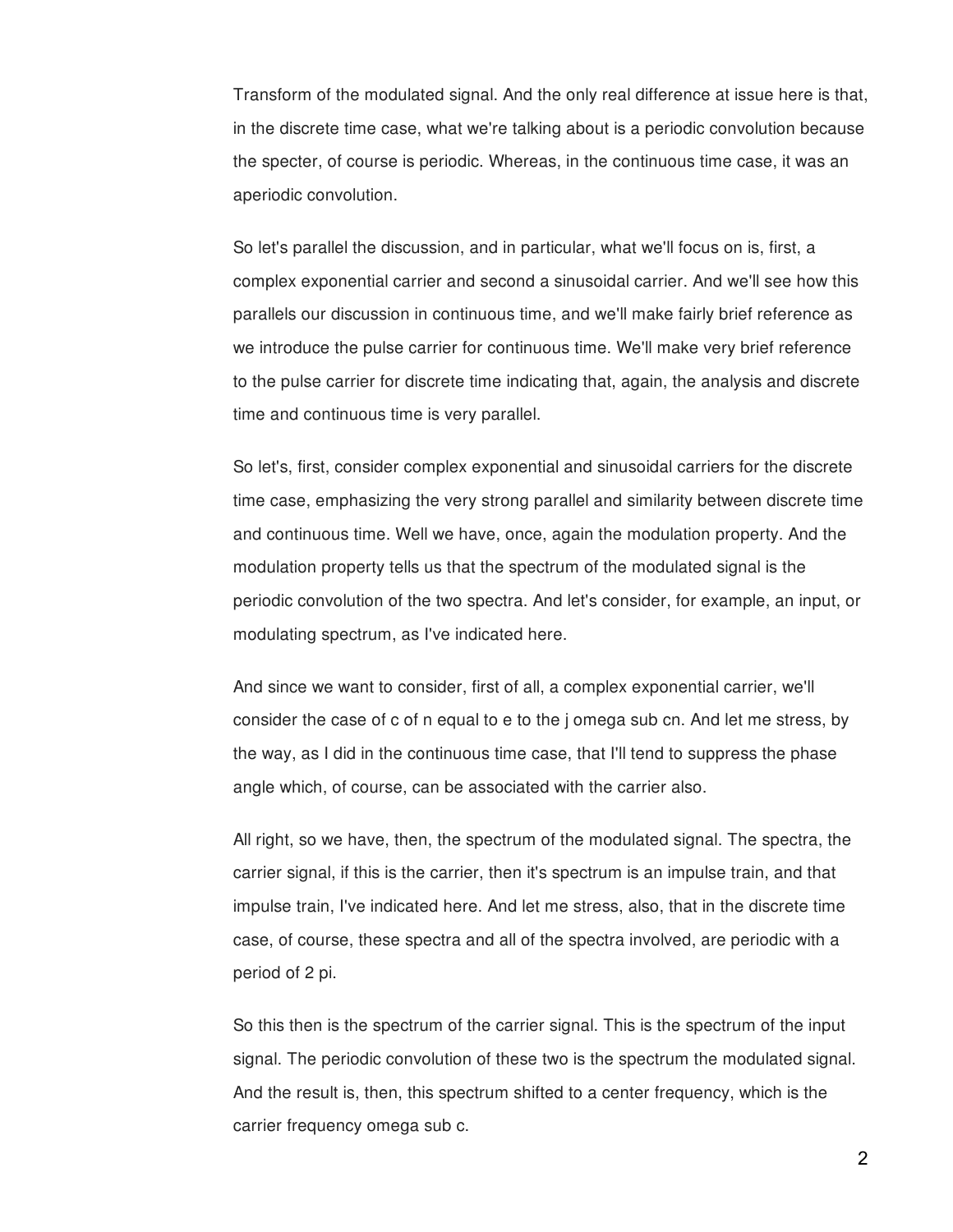Transform of the modulated signal. And the only real difference at issue here is that, in the discrete time case, what we're talking about is a periodic convolution because the specter, of course is periodic. Whereas, in the continuous time case, it was an aperiodic convolution.

So let's parallel the discussion, and in particular, what we'll focus on is, first, a complex exponential carrier and second a sinusoidal carrier. And we'll see how this parallels our discussion in continuous time, and we'll make fairly brief reference as we introduce the pulse carrier for continuous time. We'll make very brief reference to the pulse carrier for discrete time indicating that, again, the analysis and discrete time and continuous time is very parallel.

So let's, first, consider complex exponential and sinusoidal carriers for the discrete time case, emphasizing the very strong parallel and similarity between discrete time and continuous time. Well we have, once, again the modulation property. And the modulation property tells us that the spectrum of the modulated signal is the periodic convolution of the two spectra. And let's consider, for example, an input, or modulating spectrum, as I've indicated here.

And since we want to consider, first of all, a complex exponential carrier, we'll consider the case of c of n equal to e to the j omega sub cn. And let me stress, by the way, as I did in the continuous time case, that I'll tend to suppress the phase angle which, of course, can be associated with the carrier also.

All right, so we have, then, the spectrum of the modulated signal. The spectra, the carrier signal, if this is the carrier, then it's spectrum is an impulse train, and that impulse train, I've indicated here. And let me stress, also, that in the discrete time case, of course, these spectra and all of the spectra involved, are periodic with a period of 2 pi.

So this then is the spectrum of the carrier signal. This is the spectrum of the input signal. The periodic convolution of these two is the spectrum the modulated signal. And the result is, then, this spectrum shifted to a center frequency, which is the carrier frequency omega sub c.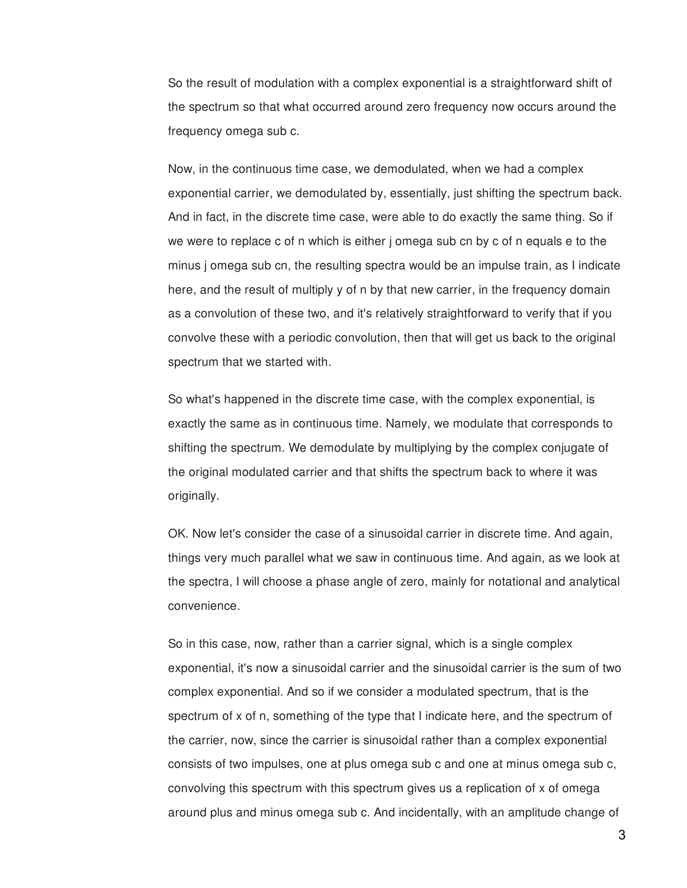So the result of modulation with a complex exponential is a straightforward shift of the spectrum so that what occurred around zero frequency now occurs around the frequency omega sub c.

Now, in the continuous time case, we demodulated, when we had a complex exponential carrier, we demodulated by, essentially, just shifting the spectrum back. And in fact, in the discrete time case, were able to do exactly the same thing. So if we were to replace c of n which is either j omega sub cn by c of n equals e to the minus j omega sub cn, the resulting spectra would be an impulse train, as I indicate here, and the result of multiply y of n by that new carrier, in the frequency domain as a convolution of these two, and it's relatively straightforward to verify that if you convolve these with a periodic convolution, then that will get us back to the original spectrum that we started with.

So what's happened in the discrete time case, with the complex exponential, is exactly the same as in continuous time. Namely, we modulate that corresponds to shifting the spectrum. We demodulate by multiplying by the complex conjugate of the original modulated carrier and that shifts the spectrum back to where it was originally.

OK. Now let's consider the case of a sinusoidal carrier in discrete time. And again, things very much parallel what we saw in continuous time. And again, as we look at the spectra, I will choose a phase angle of zero, mainly for notational and analytical convenience.

So in this case, now, rather than a carrier signal, which is a single complex exponential, it's now a sinusoidal carrier and the sinusoidal carrier is the sum of two complex exponential. And so if we consider a modulated spectrum, that is the spectrum of x of n, something of the type that I indicate here, and the spectrum of the carrier, now, since the carrier is sinusoidal rather than a complex exponential consists of two impulses, one at plus omega sub c and one at minus omega sub c, convolving this spectrum with this spectrum gives us a replication of x of omega around plus and minus omega sub c. And incidentally, with an amplitude change of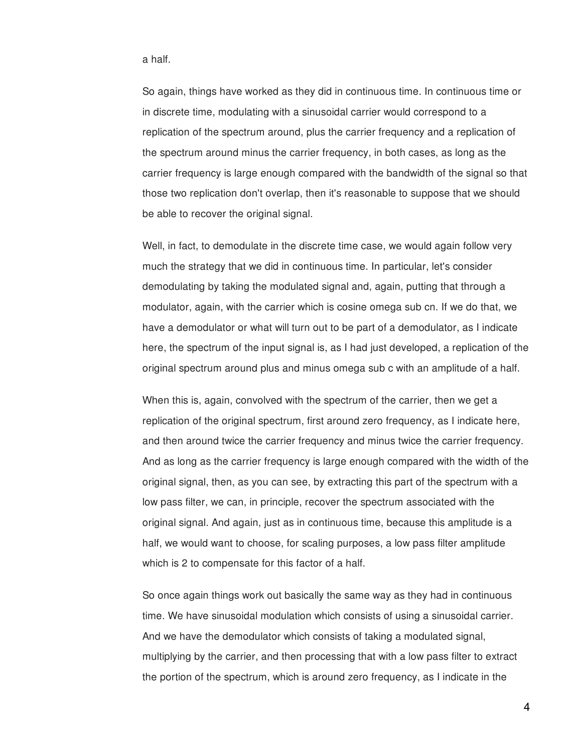a half.

So again, things have worked as they did in continuous time. In continuous time or in discrete time, modulating with a sinusoidal carrier would correspond to a replication of the spectrum around, plus the carrier frequency and a replication of the spectrum around minus the carrier frequency, in both cases, as long as the carrier frequency is large enough compared with the bandwidth of the signal so that those two replication don't overlap, then it's reasonable to suppose that we should be able to recover the original signal.

Well, in fact, to demodulate in the discrete time case, we would again follow very much the strategy that we did in continuous time. In particular, let's consider demodulating by taking the modulated signal and, again, putting that through a modulator, again, with the carrier which is cosine omega sub cn. If we do that, we have a demodulator or what will turn out to be part of a demodulator, as I indicate here, the spectrum of the input signal is, as I had just developed, a replication of the original spectrum around plus and minus omega sub c with an amplitude of a half.

When this is, again, convolved with the spectrum of the carrier, then we get a replication of the original spectrum, first around zero frequency, as I indicate here, and then around twice the carrier frequency and minus twice the carrier frequency. And as long as the carrier frequency is large enough compared with the width of the original signal, then, as you can see, by extracting this part of the spectrum with a low pass filter, we can, in principle, recover the spectrum associated with the original signal. And again, just as in continuous time, because this amplitude is a half, we would want to choose, for scaling purposes, a low pass filter amplitude which is 2 to compensate for this factor of a half.

So once again things work out basically the same way as they had in continuous time. We have sinusoidal modulation which consists of using a sinusoidal carrier. And we have the demodulator which consists of taking a modulated signal, multiplying by the carrier, and then processing that with a low pass filter to extract the portion of the spectrum, which is around zero frequency, as I indicate in the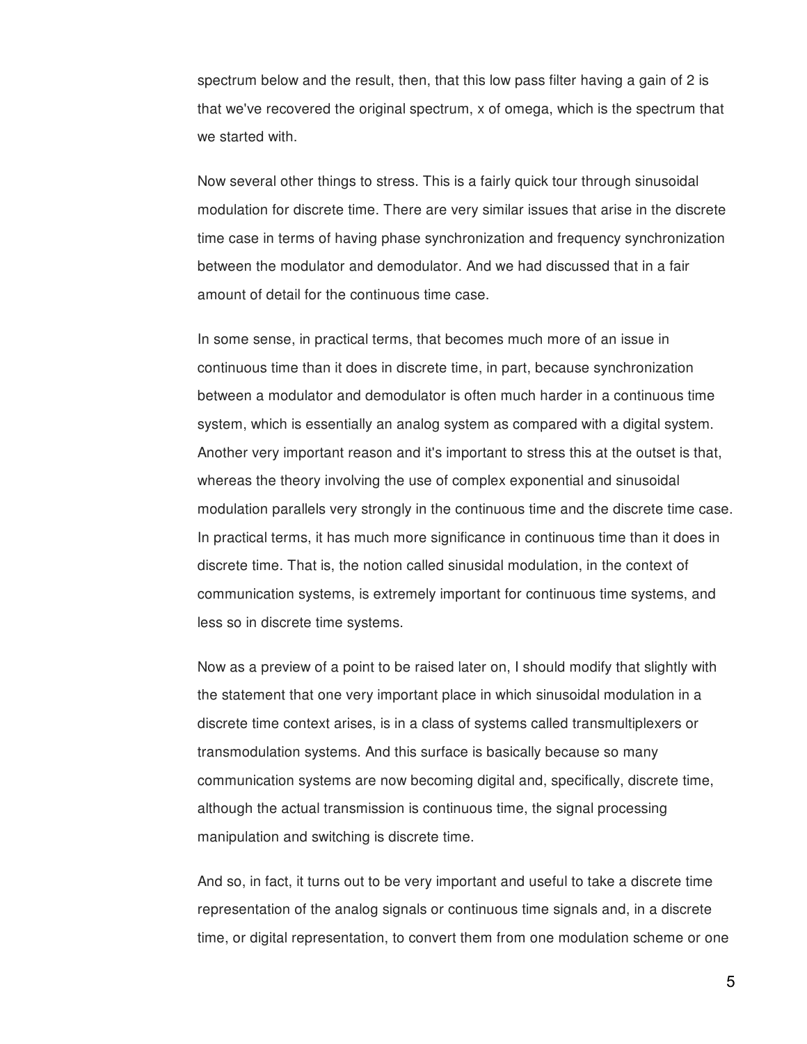spectrum below and the result, then, that this low pass filter having a gain of 2 is that we've recovered the original spectrum, x of omega, which is the spectrum that we started with.

Now several other things to stress. This is a fairly quick tour through sinusoidal modulation for discrete time. There are very similar issues that arise in the discrete time case in terms of having phase synchronization and frequency synchronization between the modulator and demodulator. And we had discussed that in a fair amount of detail for the continuous time case.

In some sense, in practical terms, that becomes much more of an issue in continuous time than it does in discrete time, in part, because synchronization between a modulator and demodulator is often much harder in a continuous time system, which is essentially an analog system as compared with a digital system. Another very important reason and it's important to stress this at the outset is that, whereas the theory involving the use of complex exponential and sinusoidal modulation parallels very strongly in the continuous time and the discrete time case. In practical terms, it has much more significance in continuous time than it does in discrete time. That is, the notion called sinusidal modulation, in the context of communication systems, is extremely important for continuous time systems, and less so in discrete time systems.

Now as a preview of a point to be raised later on, I should modify that slightly with the statement that one very important place in which sinusoidal modulation in a discrete time context arises, is in a class of systems called transmultiplexers or transmodulation systems. And this surface is basically because so many communication systems are now becoming digital and, specifically, discrete time, although the actual transmission is continuous time, the signal processing manipulation and switching is discrete time.

And so, in fact, it turns out to be very important and useful to take a discrete time representation of the analog signals or continuous time signals and, in a discrete time, or digital representation, to convert them from one modulation scheme or one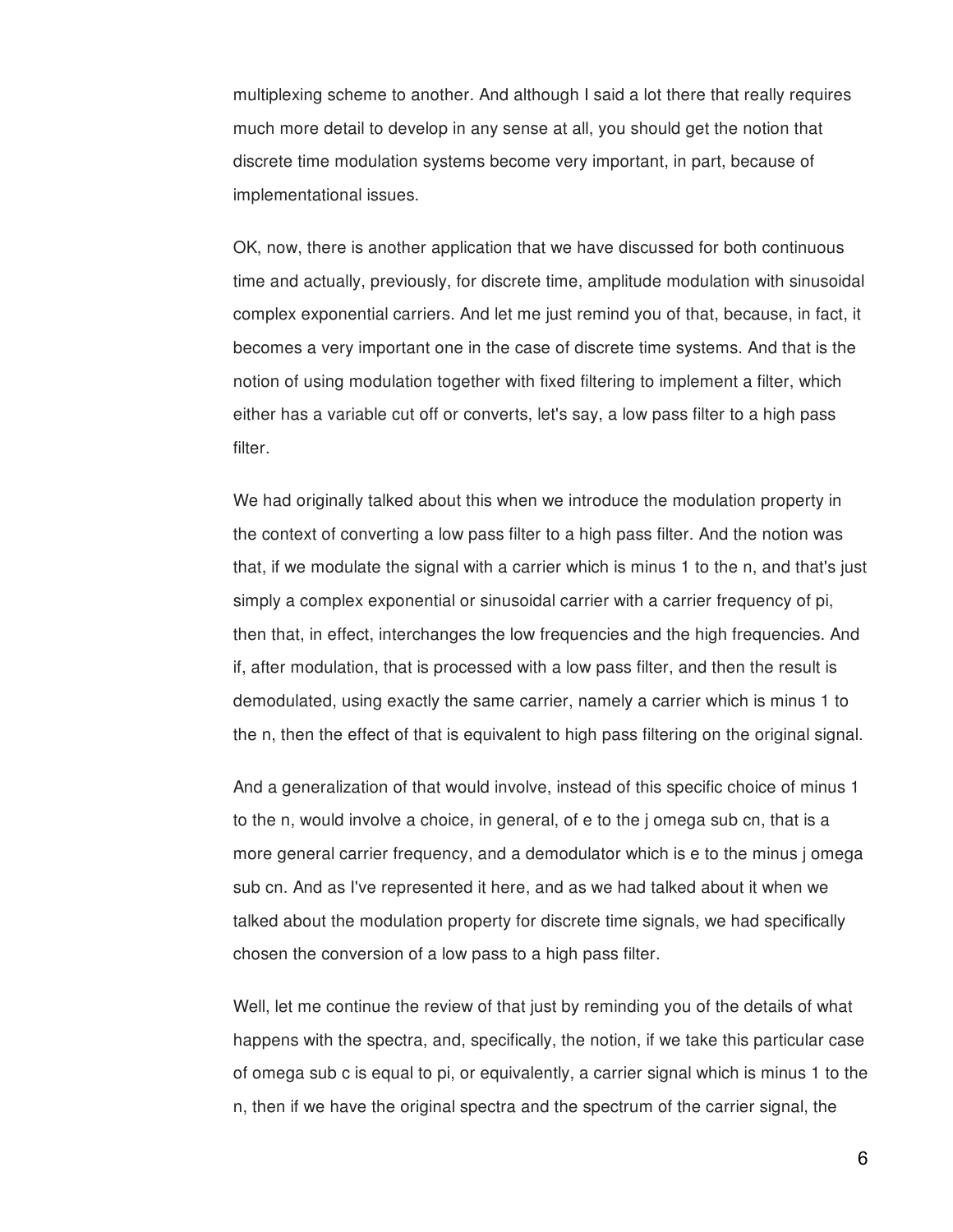multiplexing scheme to another. And although I said a lot there that really requires much more detail to develop in any sense at all, you should get the notion that discrete time modulation systems become very important, in part, because of implementational issues.

OK, now, there is another application that we have discussed for both continuous time and actually, previously, for discrete time, amplitude modulation with sinusoidal complex exponential carriers. And let me just remind you of that, because, in fact, it becomes a very important one in the case of discrete time systems. And that is the notion of using modulation together with fixed filtering to implement a filter, which either has a variable cut off or converts, let's say, a low pass filter to a high pass filter.

We had originally talked about this when we introduce the modulation property in the context of converting a low pass filter to a high pass filter. And the notion was that, if we modulate the signal with a carrier which is minus 1 to the n, and that's just simply a complex exponential or sinusoidal carrier with a carrier frequency of pi, then that, in effect, interchanges the low frequencies and the high frequencies. And if, after modulation, that is processed with a low pass filter, and then the result is demodulated, using exactly the same carrier, namely a carrier which is minus 1 to the n, then the effect of that is equivalent to high pass filtering on the original signal.

And a generalization of that would involve, instead of this specific choice of minus 1 to the n, would involve a choice, in general, of e to the j omega sub cn, that is a more general carrier frequency, and a demodulator which is e to the minus j omega sub cn. And as I've represented it here, and as we had talked about it when we talked about the modulation property for discrete time signals, we had specifically chosen the conversion of a low pass to a high pass filter.

Well, let me continue the review of that just by reminding you of the details of what happens with the spectra, and, specifically, the notion, if we take this particular case of omega sub c is equal to pi, or equivalently, a carrier signal which is minus 1 to the n, then if we have the original spectra and the spectrum of the carrier signal, the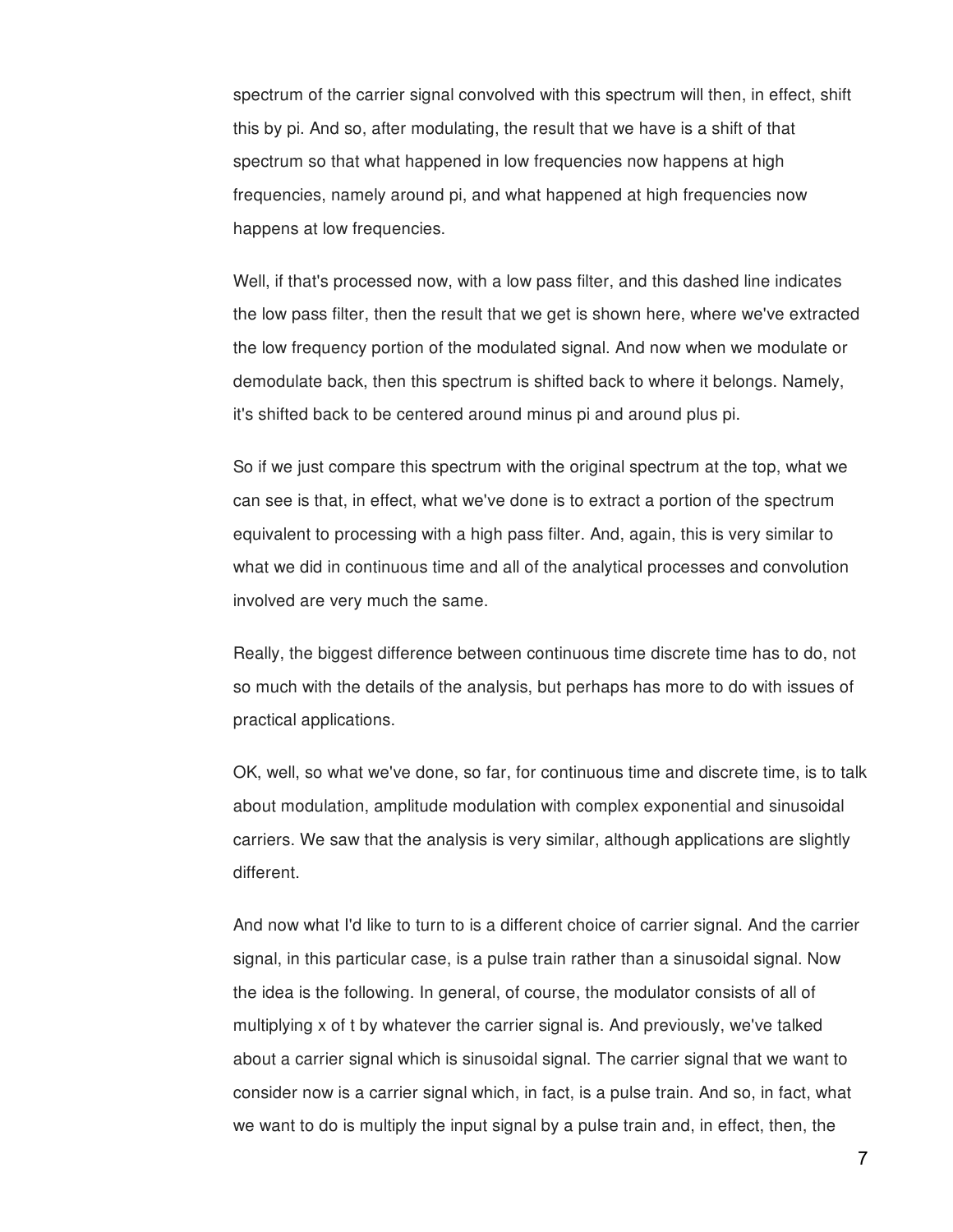spectrum of the carrier signal convolved with this spectrum will then, in effect, shift this by pi. And so, after modulating, the result that we have is a shift of that spectrum so that what happened in low frequencies now happens at high frequencies, namely around pi, and what happened at high frequencies now happens at low frequencies.

Well, if that's processed now, with a low pass filter, and this dashed line indicates the low pass filter, then the result that we get is shown here, where we've extracted the low frequency portion of the modulated signal. And now when we modulate or demodulate back, then this spectrum is shifted back to where it belongs. Namely, it's shifted back to be centered around minus pi and around plus pi.

So if we just compare this spectrum with the original spectrum at the top, what we can see is that, in effect, what we've done is to extract a portion of the spectrum equivalent to processing with a high pass filter. And, again, this is very similar to what we did in continuous time and all of the analytical processes and convolution involved are very much the same.

Really, the biggest difference between continuous time discrete time has to do, not so much with the details of the analysis, but perhaps has more to do with issues of practical applications.

OK, well, so what we've done, so far, for continuous time and discrete time, is to talk about modulation, amplitude modulation with complex exponential and sinusoidal carriers. We saw that the analysis is very similar, although applications are slightly different.

And now what I'd like to turn to is a different choice of carrier signal. And the carrier signal, in this particular case, is a pulse train rather than a sinusoidal signal. Now the idea is the following. In general, of course, the modulator consists of all of multiplying x of t by whatever the carrier signal is. And previously, we've talked about a carrier signal which is sinusoidal signal. The carrier signal that we want to consider now is a carrier signal which, in fact, is a pulse train. And so, in fact, what we want to do is multiply the input signal by a pulse train and, in effect, then, the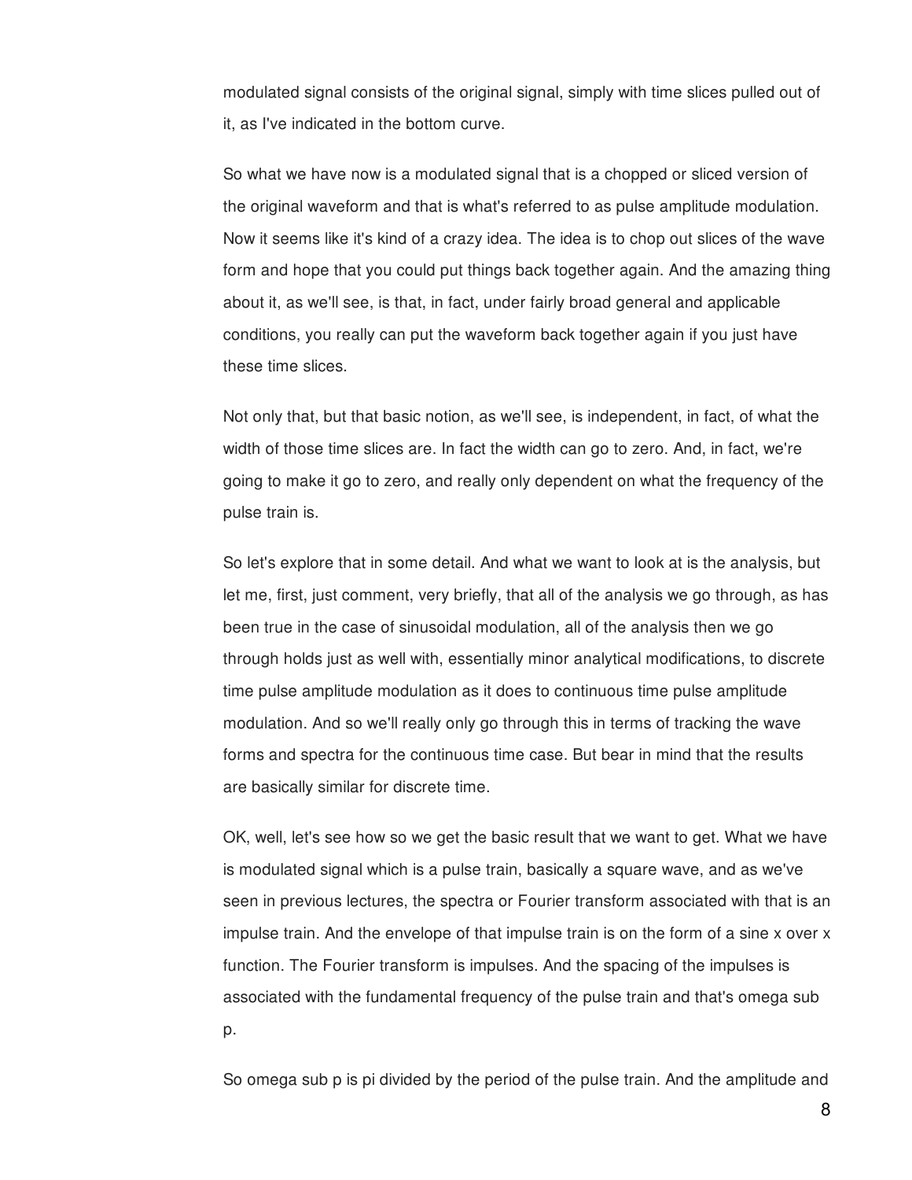modulated signal consists of the original signal, simply with time slices pulled out of it, as I've indicated in the bottom curve.

So what we have now is a modulated signal that is a chopped or sliced version of the original waveform and that is what's referred to as pulse amplitude modulation. Now it seems like it's kind of a crazy idea. The idea is to chop out slices of the wave form and hope that you could put things back together again. And the amazing thing about it, as we'll see, is that, in fact, under fairly broad general and applicable conditions, you really can put the waveform back together again if you just have these time slices.

Not only that, but that basic notion, as we'll see, is independent, in fact, of what the width of those time slices are. In fact the width can go to zero. And, in fact, we're going to make it go to zero, and really only dependent on what the frequency of the pulse train is.

So let's explore that in some detail. And what we want to look at is the analysis, but let me, first, just comment, very briefly, that all of the analysis we go through, as has been true in the case of sinusoidal modulation, all of the analysis then we go through holds just as well with, essentially minor analytical modifications, to discrete time pulse amplitude modulation as it does to continuous time pulse amplitude modulation. And so we'll really only go through this in terms of tracking the wave forms and spectra for the continuous time case. But bear in mind that the results are basically similar for discrete time.

OK, well, let's see how so we get the basic result that we want to get. What we have is modulated signal which is a pulse train, basically a square wave, and as we've seen in previous lectures, the spectra or Fourier transform associated with that is an impulse train. And the envelope of that impulse train is on the form of a sine x over x function. The Fourier transform is impulses. And the spacing of the impulses is associated with the fundamental frequency of the pulse train and that's omega sub p.

So omega sub p is pi divided by the period of the pulse train. And the amplitude and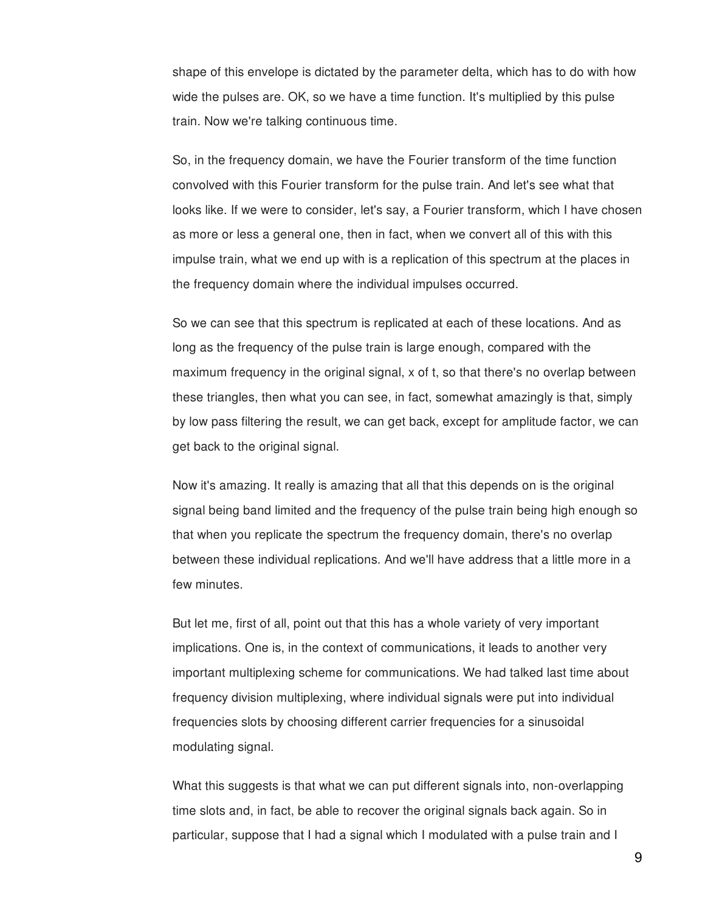shape of this envelope is dictated by the parameter delta, which has to do with how wide the pulses are. OK, so we have a time function. It's multiplied by this pulse train. Now we're talking continuous time.

So, in the frequency domain, we have the Fourier transform of the time function convolved with this Fourier transform for the pulse train. And let's see what that looks like. If we were to consider, let's say, a Fourier transform, which I have chosen as more or less a general one, then in fact, when we convert all of this with this impulse train, what we end up with is a replication of this spectrum at the places in the frequency domain where the individual impulses occurred.

So we can see that this spectrum is replicated at each of these locations. And as long as the frequency of the pulse train is large enough, compared with the maximum frequency in the original signal, x of t, so that there's no overlap between these triangles, then what you can see, in fact, somewhat amazingly is that, simply by low pass filtering the result, we can get back, except for amplitude factor, we can get back to the original signal.

Now it's amazing. It really is amazing that all that this depends on is the original signal being band limited and the frequency of the pulse train being high enough so that when you replicate the spectrum the frequency domain, there's no overlap between these individual replications. And we'll have address that a little more in a few minutes.

But let me, first of all, point out that this has a whole variety of very important implications. One is, in the context of communications, it leads to another very important multiplexing scheme for communications. We had talked last time about frequency division multiplexing, where individual signals were put into individual frequencies slots by choosing different carrier frequencies for a sinusoidal modulating signal.

What this suggests is that what we can put different signals into, non-overlapping time slots and, in fact, be able to recover the original signals back again. So in particular, suppose that I had a signal which I modulated with a pulse train and I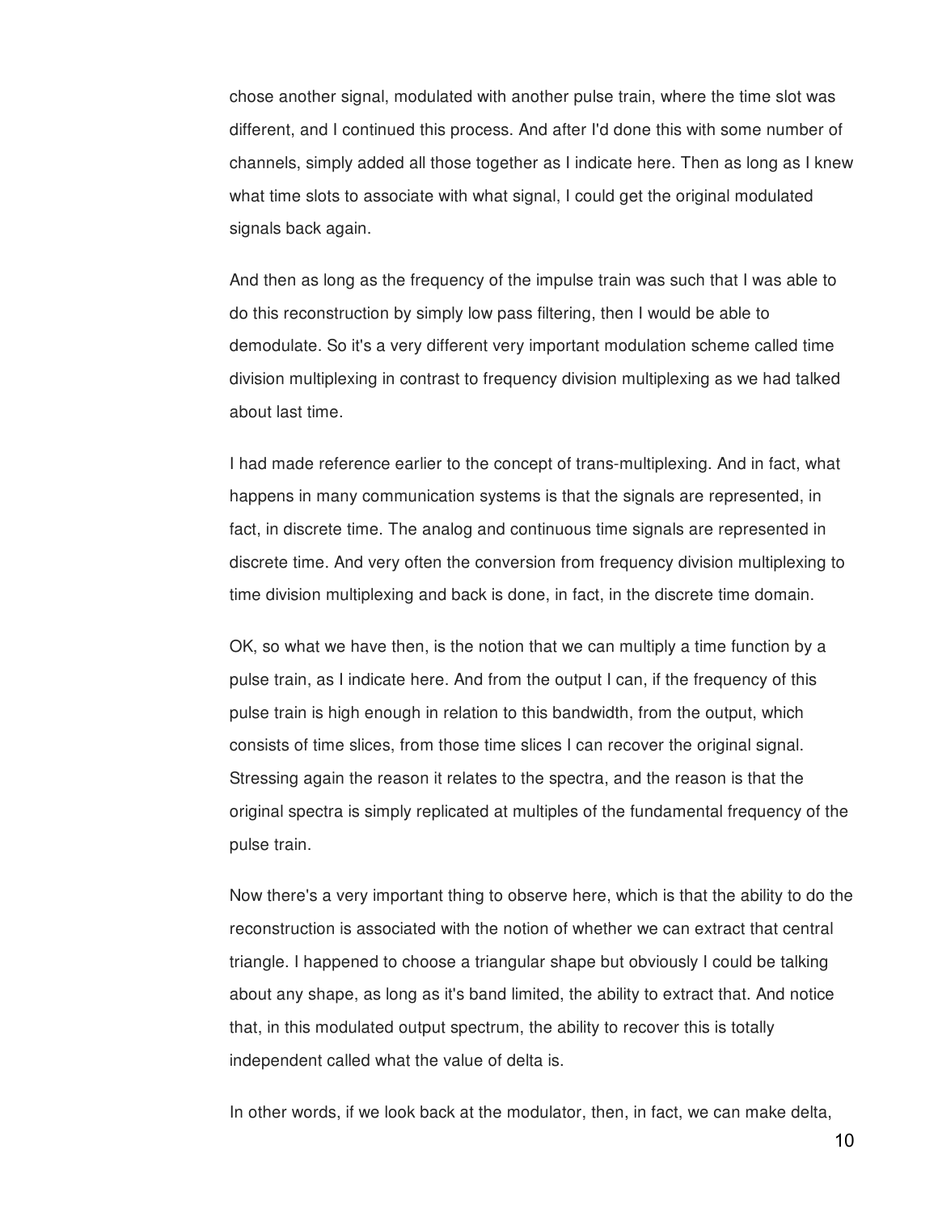chose another signal, modulated with another pulse train, where the time slot was different, and I continued this process. And after I'd done this with some number of channels, simply added all those together as I indicate here. Then as long as I knew what time slots to associate with what signal, I could get the original modulated signals back again.

And then as long as the frequency of the impulse train was such that I was able to do this reconstruction by simply low pass filtering, then I would be able to demodulate. So it's a very different very important modulation scheme called time division multiplexing in contrast to frequency division multiplexing as we had talked about last time.

I had made reference earlier to the concept of trans-multiplexing. And in fact, what happens in many communication systems is that the signals are represented, in fact, in discrete time. The analog and continuous time signals are represented in discrete time. And very often the conversion from frequency division multiplexing to time division multiplexing and back is done, in fact, in the discrete time domain.

OK, so what we have then, is the notion that we can multiply a time function by a pulse train, as I indicate here. And from the output I can, if the frequency of this pulse train is high enough in relation to this bandwidth, from the output, which consists of time slices, from those time slices I can recover the original signal. Stressing again the reason it relates to the spectra, and the reason is that the original spectra is simply replicated at multiples of the fundamental frequency of the pulse train.

Now there's a very important thing to observe here, which is that the ability to do the reconstruction is associated with the notion of whether we can extract that central triangle. I happened to choose a triangular shape but obviously I could be talking about any shape, as long as it's band limited, the ability to extract that. And notice that, in this modulated output spectrum, the ability to recover this is totally independent called what the value of delta is.

In other words, if we look back at the modulator, then, in fact, we can make delta,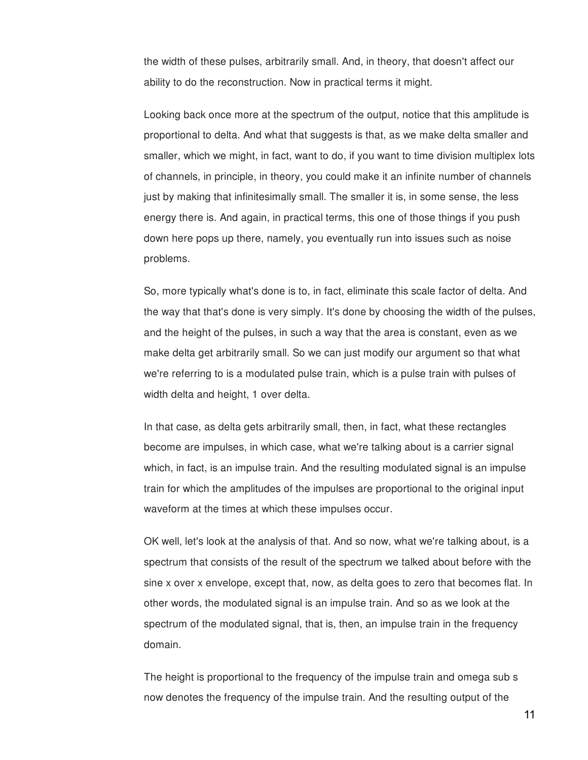the width of these pulses, arbitrarily small. And, in theory, that doesn't affect our ability to do the reconstruction. Now in practical terms it might.

Looking back once more at the spectrum of the output, notice that this amplitude is proportional to delta. And what that suggests is that, as we make delta smaller and smaller, which we might, in fact, want to do, if you want to time division multiplex lots of channels, in principle, in theory, you could make it an infinite number of channels just by making that infinitesimally small. The smaller it is, in some sense, the less energy there is. And again, in practical terms, this one of those things if you push down here pops up there, namely, you eventually run into issues such as noise problems.

So, more typically what's done is to, in fact, eliminate this scale factor of delta. And the way that that's done is very simply. It's done by choosing the width of the pulses, and the height of the pulses, in such a way that the area is constant, even as we make delta get arbitrarily small. So we can just modify our argument so that what we're referring to is a modulated pulse train, which is a pulse train with pulses of width delta and height, 1 over delta.

In that case, as delta gets arbitrarily small, then, in fact, what these rectangles become are impulses, in which case, what we're talking about is a carrier signal which, in fact, is an impulse train. And the resulting modulated signal is an impulse train for which the amplitudes of the impulses are proportional to the original input waveform at the times at which these impulses occur.

OK well, let's look at the analysis of that. And so now, what we're talking about, is a spectrum that consists of the result of the spectrum we talked about before with the sine x over x envelope, except that, now, as delta goes to zero that becomes flat. In other words, the modulated signal is an impulse train. And so as we look at the spectrum of the modulated signal, that is, then, an impulse train in the frequency domain.

The height is proportional to the frequency of the impulse train and omega sub s now denotes the frequency of the impulse train. And the resulting output of the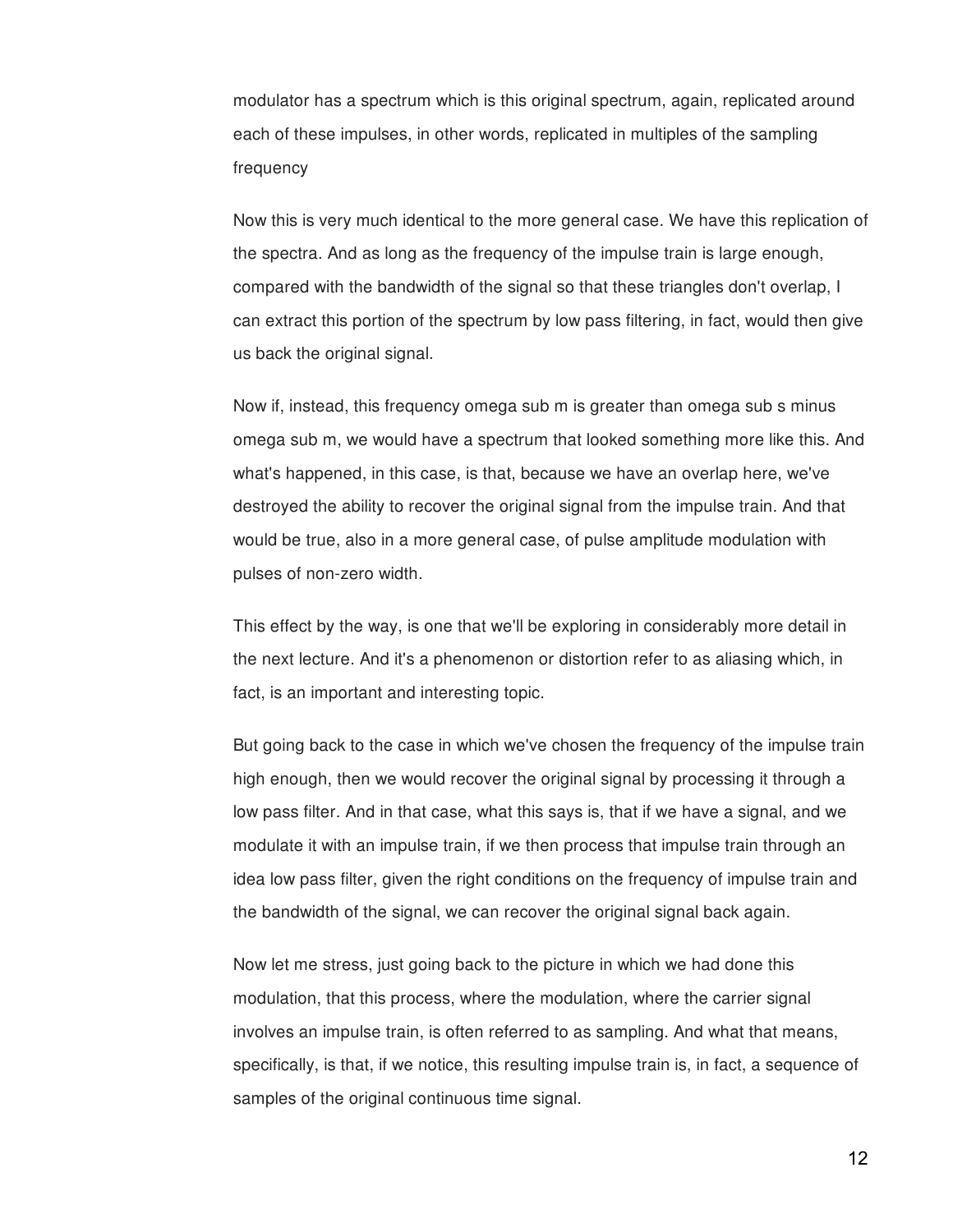modulator has a spectrum which is this original spectrum, again, replicated around each of these impulses, in other words, replicated in multiples of the sampling frequency

Now this is very much identical to the more general case. We have this replication of the spectra. And as long as the frequency of the impulse train is large enough, compared with the bandwidth of the signal so that these triangles don't overlap, I can extract this portion of the spectrum by low pass filtering, in fact, would then give us back the original signal.

Now if, instead, this frequency omega sub m is greater than omega sub s minus omega sub m, we would have a spectrum that looked something more like this. And what's happened, in this case, is that, because we have an overlap here, we've destroyed the ability to recover the original signal from the impulse train. And that would be true, also in a more general case, of pulse amplitude modulation with pulses of non-zero width.

This effect by the way, is one that we'll be exploring in considerably more detail in the next lecture. And it's a phenomenon or distortion refer to as aliasing which, in fact, is an important and interesting topic.

But going back to the case in which we've chosen the frequency of the impulse train high enough, then we would recover the original signal by processing it through a low pass filter. And in that case, what this says is, that if we have a signal, and we modulate it with an impulse train, if we then process that impulse train through an idea low pass filter, given the right conditions on the frequency of impulse train and the bandwidth of the signal, we can recover the original signal back again.

Now let me stress, just going back to the picture in which we had done this modulation, that this process, where the modulation, where the carrier signal involves an impulse train, is often referred to as sampling. And what that means, specifically, is that, if we notice, this resulting impulse train is, in fact, a sequence of samples of the original continuous time signal.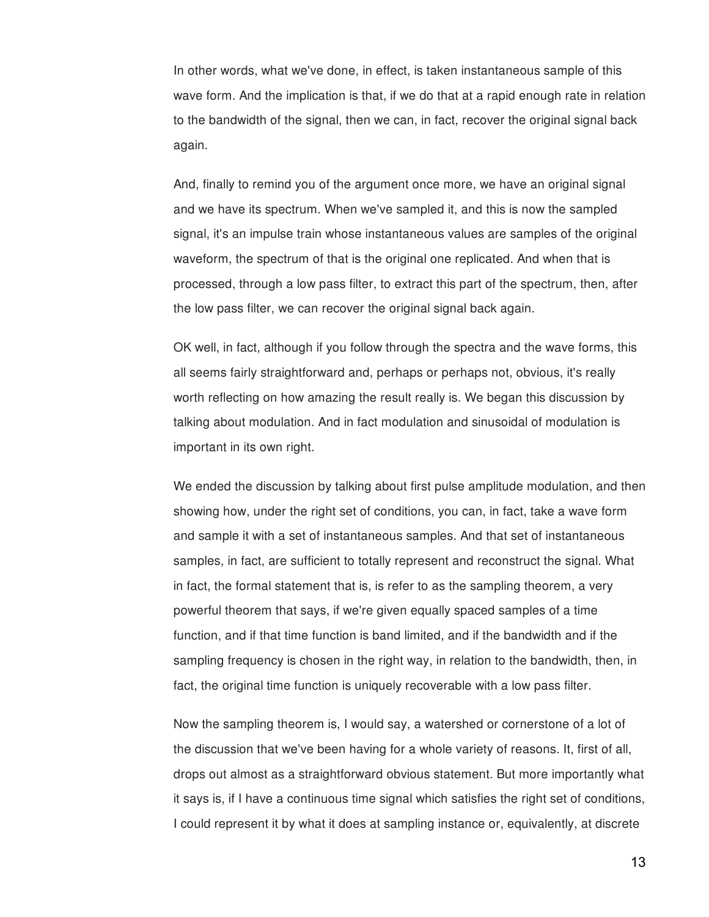In other words, what we've done, in effect, is taken instantaneous sample of this wave form. And the implication is that, if we do that at a rapid enough rate in relation to the bandwidth of the signal, then we can, in fact, recover the original signal back again.

And, finally to remind you of the argument once more, we have an original signal and we have its spectrum. When we've sampled it, and this is now the sampled signal, it's an impulse train whose instantaneous values are samples of the original waveform, the spectrum of that is the original one replicated. And when that is processed, through a low pass filter, to extract this part of the spectrum, then, after the low pass filter, we can recover the original signal back again.

OK well, in fact, although if you follow through the spectra and the wave forms, this all seems fairly straightforward and, perhaps or perhaps not, obvious, it's really worth reflecting on how amazing the result really is. We began this discussion by talking about modulation. And in fact modulation and sinusoidal of modulation is important in its own right.

We ended the discussion by talking about first pulse amplitude modulation, and then showing how, under the right set of conditions, you can, in fact, take a wave form and sample it with a set of instantaneous samples. And that set of instantaneous samples, in fact, are sufficient to totally represent and reconstruct the signal. What in fact, the formal statement that is, is refer to as the sampling theorem, a very powerful theorem that says, if we're given equally spaced samples of a time function, and if that time function is band limited, and if the bandwidth and if the sampling frequency is chosen in the right way, in relation to the bandwidth, then, in fact, the original time function is uniquely recoverable with a low pass filter.

Now the sampling theorem is, I would say, a watershed or cornerstone of a lot of the discussion that we've been having for a whole variety of reasons. It, first of all, drops out almost as a straightforward obvious statement. But more importantly what it says is, if I have a continuous time signal which satisfies the right set of conditions, I could represent it by what it does at sampling instance or, equivalently, at discrete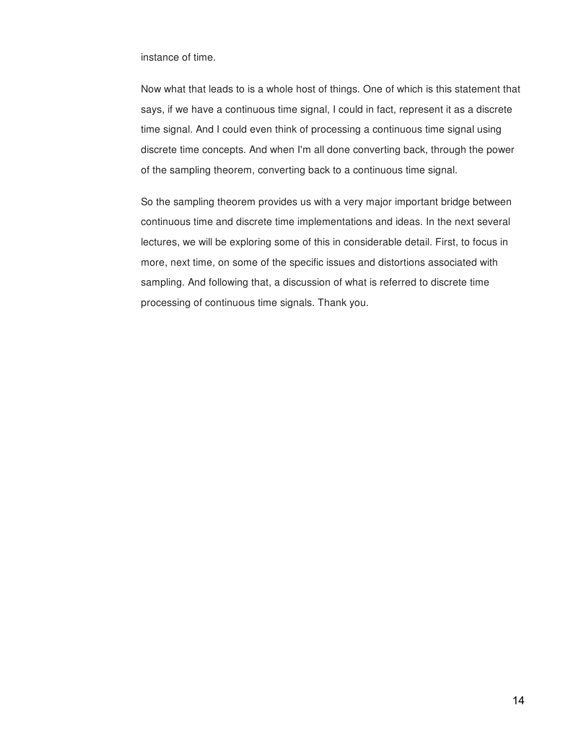instance of time.

Now what that leads to is a whole host of things. One of which is this statement that says, if we have a continuous time signal, I could in fact, represent it as a discrete time signal. And I could even think of processing a continuous time signal using discrete time concepts. And when I'm all done converting back, through the power of the sampling theorem, converting back to a continuous time signal.

So the sampling theorem provides us with a very major important bridge between continuous time and discrete time implementations and ideas. In the next several lectures, we will be exploring some of this in considerable detail. First, to focus in more, next time, on some of the specific issues and distortions associated with sampling. And following that, a discussion of what is referred to discrete time processing of continuous time signals. Thank you.